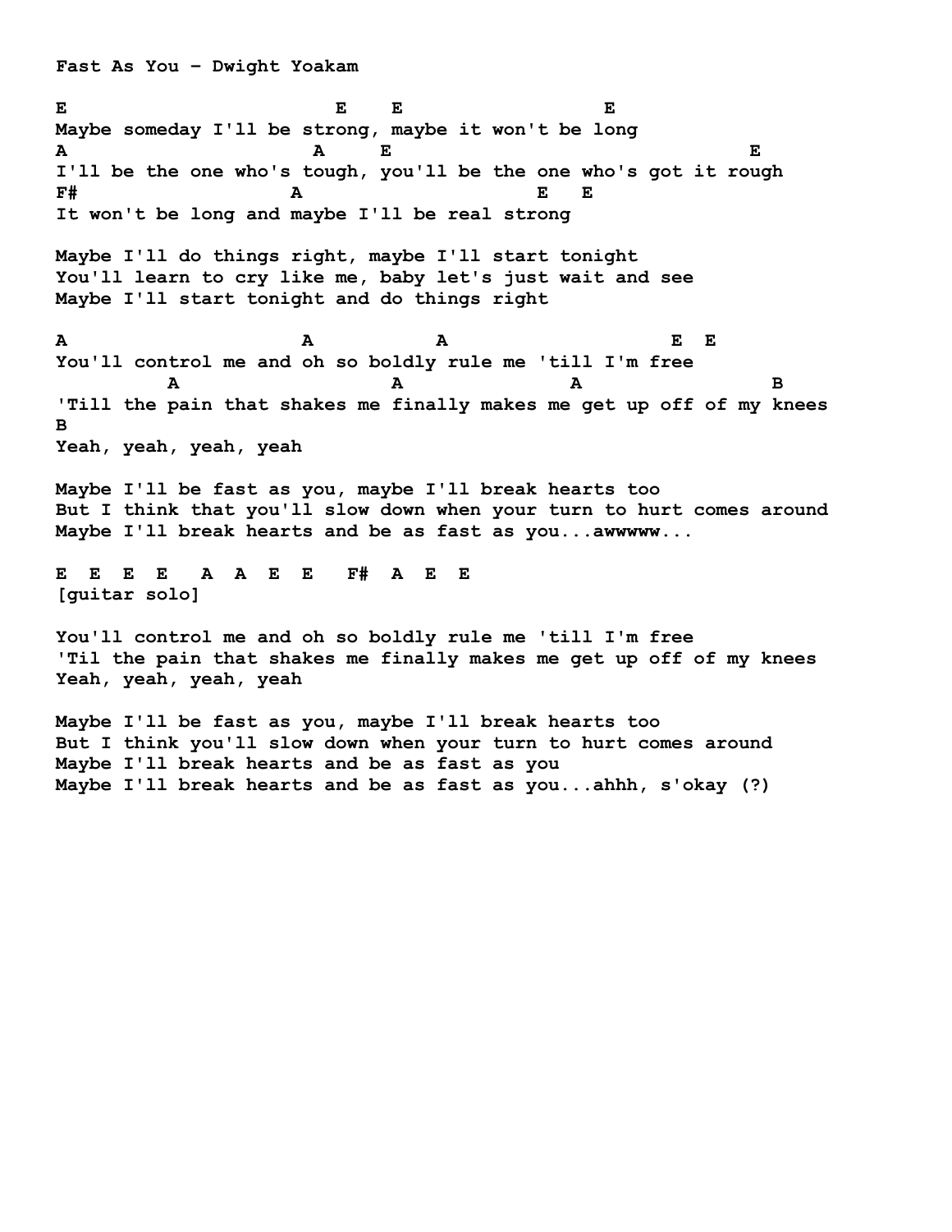Fast As You – Dwight Yoakam

```
E                        E    E                  E
Maybe someday I'll be strong, maybe it won't be long
A                      A    E                                        E
I'll be the one who's tough, you'll be the one who's got it rough
F#                  A                        E   E
It won't be long and maybe I'll be real strong

Maybe I'll do things right, maybe I'll start tonight
You'll learn to cry like me, baby let's just wait and see
Maybe I'll start tonight and do things right

A                     A          A                      E  E
You'll control me and oh so boldly rule me 'till I'm free
         A                  A              A                 B
'Till the pain that shakes me finally makes me get up off of my knees
B
Yeah, yeah, yeah, yeah

Maybe I'll be fast as you, maybe I'll break hearts too
But I think that you'll slow down when your turn to hurt comes around
Maybe I'll break hearts and be as fast as you...awwwww...

E  E  E  E   A  A  E  E   F#  A  E  E
[guitar solo]

You'll control me and oh so boldly rule me 'till I'm free
'Til the pain that shakes me finally makes me get up off of my knees
Yeah, yeah, yeah, yeah

Maybe I'll be fast as you, maybe I'll break hearts too
But I think you'll slow down when your turn to hurt comes around
Maybe I'll break hearts and be as fast as you
Maybe I'll break hearts and be as fast as you...ahhh, s'okay (?)
```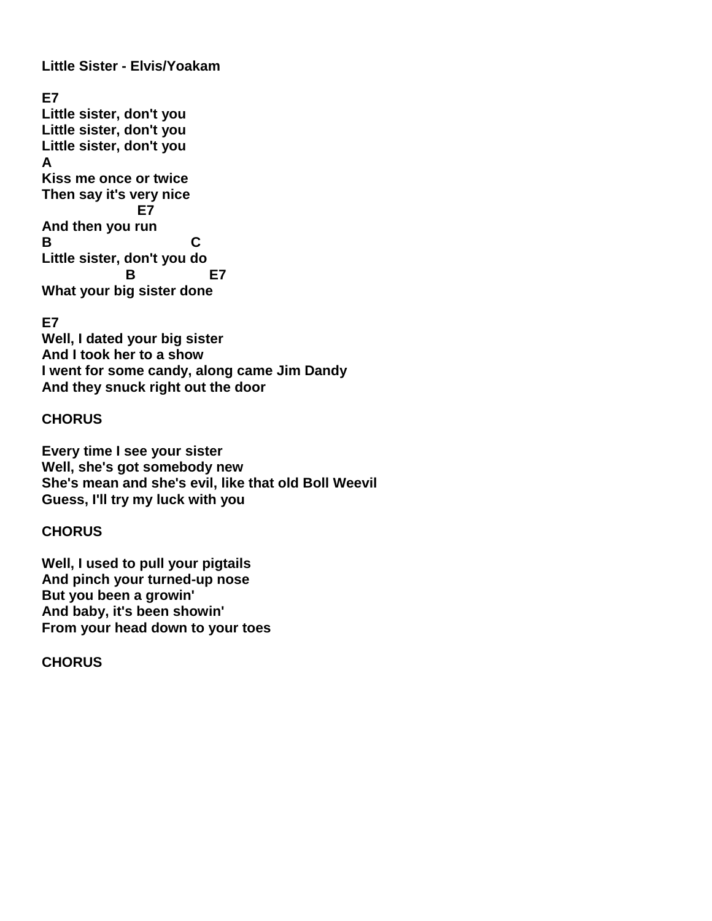**Little Sister - Elvis/Yoakam**

```
E7
Little sister, don't you
Little sister, don't you
Little sister, don't you
A
Kiss me once or twice
Then say it's very nice
                 E7
And then you run
B                          C
Little sister, don't you do
                B                E7
What your big sister done
```

**E7**
**Well, I dated your big sister**
**And I took her to a show**
**I went for some candy, along came Jim Dandy**
**And they snuck right out the door**

**CHORUS**

**Every time I see your sister**
**Well, she's got somebody new**
**She's mean and she's evil, like that old Boll Weevil**
**Guess, I'll try my luck with you**

**CHORUS**

**Well, I used to pull your pigtails**
**And pinch your turned-up nose**
**But you been a growin'**
**And baby, it's been showin'**
**From your head down to your toes**

**CHORUS**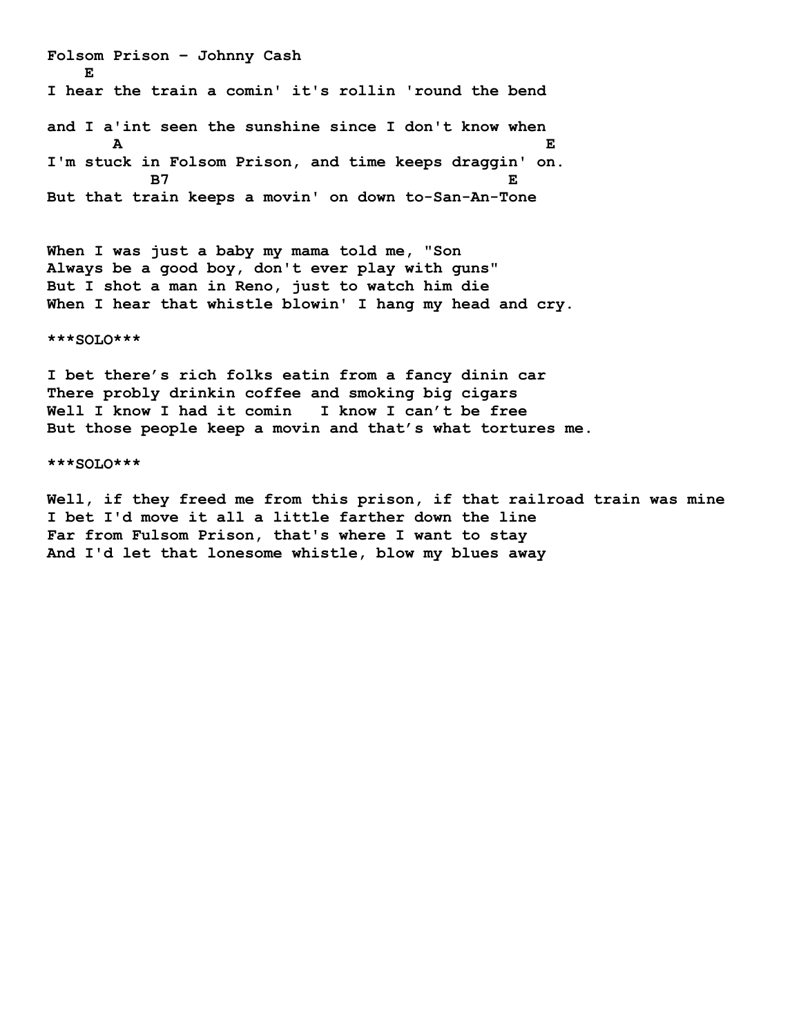**Folsom Prison – Johnny Cash**

```
    E
I hear the train a comin' it's rollin 'round the bend

and I a'int seen the sunshine since I don't know when
       A                                             E
I'm stuck in Folsom Prison, and time keeps draggin' on.
          B7                                     E
But that train keeps a movin' on down to-San-An-Tone
```

**When I was just a baby my mama told me, "Son**
**Always be a good boy, don't ever play with guns"**
**But I shot a man in Reno, just to watch him die**
**When I hear that whistle blowin' I hang my head and cry.**

**\*\*\*SOLO\*\*\***

**I bet there's rich folks eatin from a fancy dinin car**
**There probly drinkin coffee and smoking big cigars**
**Well I know I had it comin   I know I can't be free**
**But those people keep a movin and that's what tortures me.**

**\*\*\*SOLO\*\*\***

**Well, if they freed me from this prison, if that railroad train was mine**
**I bet I'd move it all a little farther down the line**
**Far from Fulsom Prison, that's where I want to stay**
**And I'd let that lonesome whistle, blow my blues away**